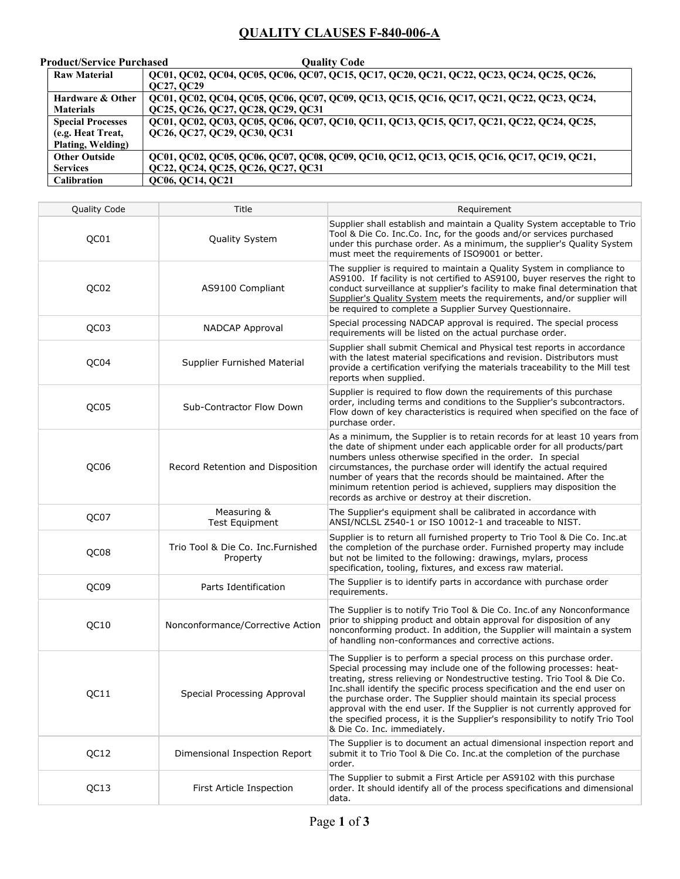# QUALITY CLAUSES F-840-006-A

| Product/Service Purchased | Quality Code |
|---|---|
| Raw Material | QC01, QC02, QC04, QC05, QC06, QC07, QC15, QC17, QC20, QC21, QC22, QC23, QC24, QC25, QC26, QC27, QC29 |
| Hardware & Other Materials | QC01, QC02, QC04, QC05, QC06, QC07, QC09, QC13, QC15, QC16, QC17, QC21, QC22, QC23, QC24, QC25, QC26, QC27, QC28, QC29, QC31 |
| Special Processes (e.g. Heat Treat, Plating, Welding) | QC01, QC02, QC03, QC05, QC06, QC07, QC10, QC11, QC13, QC15, QC17, QC21, QC22, QC24, QC25, QC26, QC27, QC29, QC30, QC31 |
| Other Outside Services | QC01, QC02, QC05, QC06, QC07, QC08, QC09, QC10, QC12, QC13, QC15, QC16, QC17, QC19, QC21, QC22, QC24, QC25, QC26, QC27, QC31 |
| Calibration | QC06, QC14, QC21 |

| Quality Code | Title | Requirement |
|---|---|---|
| QC01 | Quality System | Supplier shall establish and maintain a Quality System acceptable to Trio Tool & Die Co. Inc.Co. Inc, for the goods and/or services purchased under this purchase order. As a minimum, the supplier's Quality System must meet the requirements of ISO9001 or better. |
| QC02 | AS9100 Compliant | The supplier is required to maintain a Quality System in compliance to AS9100. If facility is not certified to AS9100, buyer reserves the right to conduct surveillance at supplier's facility to make final determination that Supplier's Quality System meets the requirements, and/or supplier will be required to complete a Supplier Survey Questionnaire. |
| QC03 | NADCAP Approval | Special processing NADCAP approval is required. The special process requirements will be listed on the actual purchase order. |
| QC04 | Supplier Furnished Material | Supplier shall submit Chemical and Physical test reports in accordance with the latest material specifications and revision. Distributors must provide a certification verifying the materials traceability to the Mill test reports when supplied. |
| QC05 | Sub-Contractor Flow Down | Supplier is required to flow down the requirements of this purchase order, including terms and conditions to the Supplier's subcontractors. Flow down of key characteristics is required when specified on the face of purchase order. |
| QC06 | Record Retention and Disposition | As a minimum, the Supplier is to retain records for at least 10 years from the date of shipment under each applicable order for all products/part numbers unless otherwise specified in the order. In special circumstances, the purchase order will identify the actual required number of years that the records should be maintained. After the minimum retention period is achieved, suppliers may disposition the records as archive or destroy at their discretion. |
| QC07 | Measuring & Test Equipment | The Supplier's equipment shall be calibrated in accordance with ANSI/NCLSL Z540-1 or ISO 10012-1 and traceable to NIST. |
| QC08 | Trio Tool & Die Co. Inc.Furnished Property | Supplier is to return all furnished property to Trio Tool & Die Co. Inc.at the completion of the purchase order. Furnished property may include but not be limited to the following: drawings, mylars, process specification, tooling, fixtures, and excess raw material. |
| QC09 | Parts Identification | The Supplier is to identify parts in accordance with purchase order requirements. |
| QC10 | Nonconformance/Corrective Action | The Supplier is to notify Trio Tool & Die Co. Inc.of any Nonconformance prior to shipping product and obtain approval for disposition of any nonconforming product. In addition, the Supplier will maintain a system of handling non-conformances and corrective actions. |
| QC11 | Special Processing Approval | The Supplier is to perform a special process on this purchase order. Special processing may include one of the following processes: heat-treating, stress relieving or Nondestructive testing. Trio Tool & Die Co. Inc.shall identify the specific process specification and the end user on the purchase order. The Supplier should maintain its special process approval with the end user. If the Supplier is not currently approved for the specified process, it is the Supplier's responsibility to notify Trio Tool & Die Co. Inc. immediately. |
| QC12 | Dimensional Inspection Report | The Supplier is to document an actual dimensional inspection report and submit it to Trio Tool & Die Co. Inc.at the completion of the purchase order. |
| QC13 | First Article Inspection | The Supplier to submit a First Article per AS9102 with this purchase order. It should identify all of the process specifications and dimensional data. |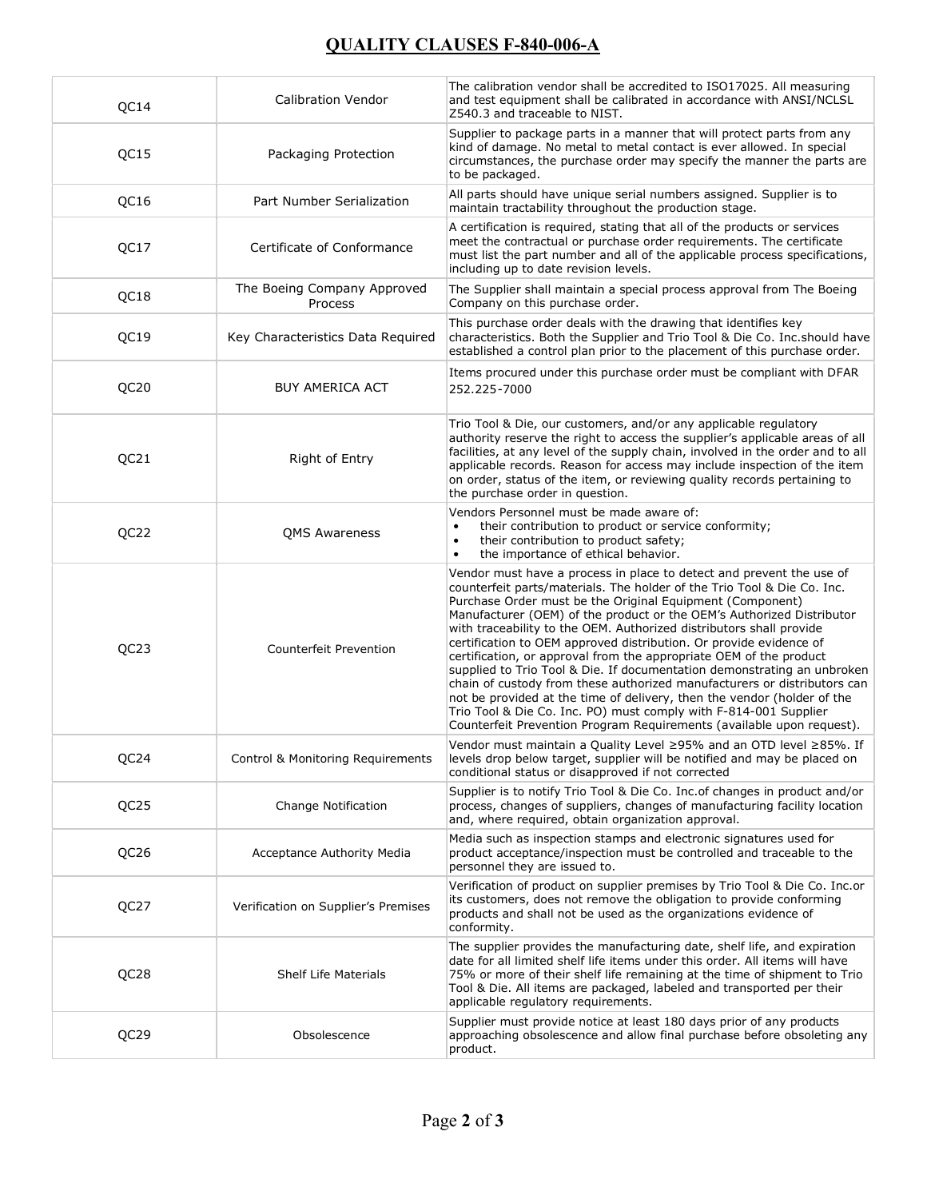# QUALITY CLAUSES F-840-006-A

| | | |
|---|---|---|
| QC14 | Calibration Vendor | The calibration vendor shall be accredited to ISO17025. All measuring and test equipment shall be calibrated in accordance with ANSI/NCLSL Z540.3 and traceable to NIST. |
| QC15 | Packaging Protection | Supplier to package parts in a manner that will protect parts from any kind of damage. No metal to metal contact is ever allowed. In special circumstances, the purchase order may specify the manner the parts are to be packaged. |
| QC16 | Part Number Serialization | All parts should have unique serial numbers assigned. Supplier is to maintain tractability throughout the production stage. |
| QC17 | Certificate of Conformance | A certification is required, stating that all of the products or services meet the contractual or purchase order requirements. The certificate must list the part number and all of the applicable process specifications, including up to date revision levels. |
| QC18 | The Boeing Company Approved Process | The Supplier shall maintain a special process approval from The Boeing Company on this purchase order. |
| QC19 | Key Characteristics Data Required | This purchase order deals with the drawing that identifies key characteristics. Both the Supplier and Trio Tool & Die Co. Inc.should have established a control plan prior to the placement of this purchase order. |
| QC20 | BUY AMERICA ACT | Items procured under this purchase order must be compliant with DFAR 252.225-7000 |
| QC21 | Right of Entry | Trio Tool & Die, our customers, and/or any applicable regulatory authority reserve the right to access the supplier's applicable areas of all facilities, at any level of the supply chain, involved in the order and to all applicable records. Reason for access may include inspection of the item on order, status of the item, or reviewing quality records pertaining to the purchase order in question. |
| QC22 | QMS Awareness | Vendors Personnel must be made aware of:<br>• their contribution to product or service conformity;<br>• their contribution to product safety;<br>• the importance of ethical behavior. |
| QC23 | Counterfeit Prevention | Vendor must have a process in place to detect and prevent the use of counterfeit parts/materials. The holder of the Trio Tool & Die Co. Inc. Purchase Order must be the Original Equipment (Component) Manufacturer (OEM) of the product or the OEM's Authorized Distributor with traceability to the OEM. Authorized distributors shall provide certification to OEM approved distribution. Or provide evidence of certification, or approval from the appropriate OEM of the product supplied to Trio Tool & Die. If documentation demonstrating an unbroken chain of custody from these authorized manufacturers or distributors can not be provided at the time of delivery, then the vendor (holder of the Trio Tool & Die Co. Inc. PO) must comply with F-814-001 Supplier Counterfeit Prevention Program Requirements (available upon request). |
| QC24 | Control & Monitoring Requirements | Vendor must maintain a Quality Level ≥95% and an OTD level ≥85%. If levels drop below target, supplier will be notified and may be placed on conditional status or disapproved if not corrected |
| QC25 | Change Notification | Supplier is to notify Trio Tool & Die Co. Inc.of changes in product and/or process, changes of suppliers, changes of manufacturing facility location and, where required, obtain organization approval. |
| QC26 | Acceptance Authority Media | Media such as inspection stamps and electronic signatures used for product acceptance/inspection must be controlled and traceable to the personnel they are issued to. |
| QC27 | Verification on Supplier's Premises | Verification of product on supplier premises by Trio Tool & Die Co. Inc.or its customers, does not remove the obligation to provide conforming products and shall not be used as the organizations evidence of conformity. |
| QC28 | Shelf Life Materials | The supplier provides the manufacturing date, shelf life, and expiration date for all limited shelf life items under this order. All items will have 75% or more of their shelf life remaining at the time of shipment to Trio Tool & Die. All items are packaged, labeled and transported per their applicable regulatory requirements. |
| QC29 | Obsolescence | Supplier must provide notice at least 180 days prior of any products approaching obsolescence and allow final purchase before obsoleting any product. |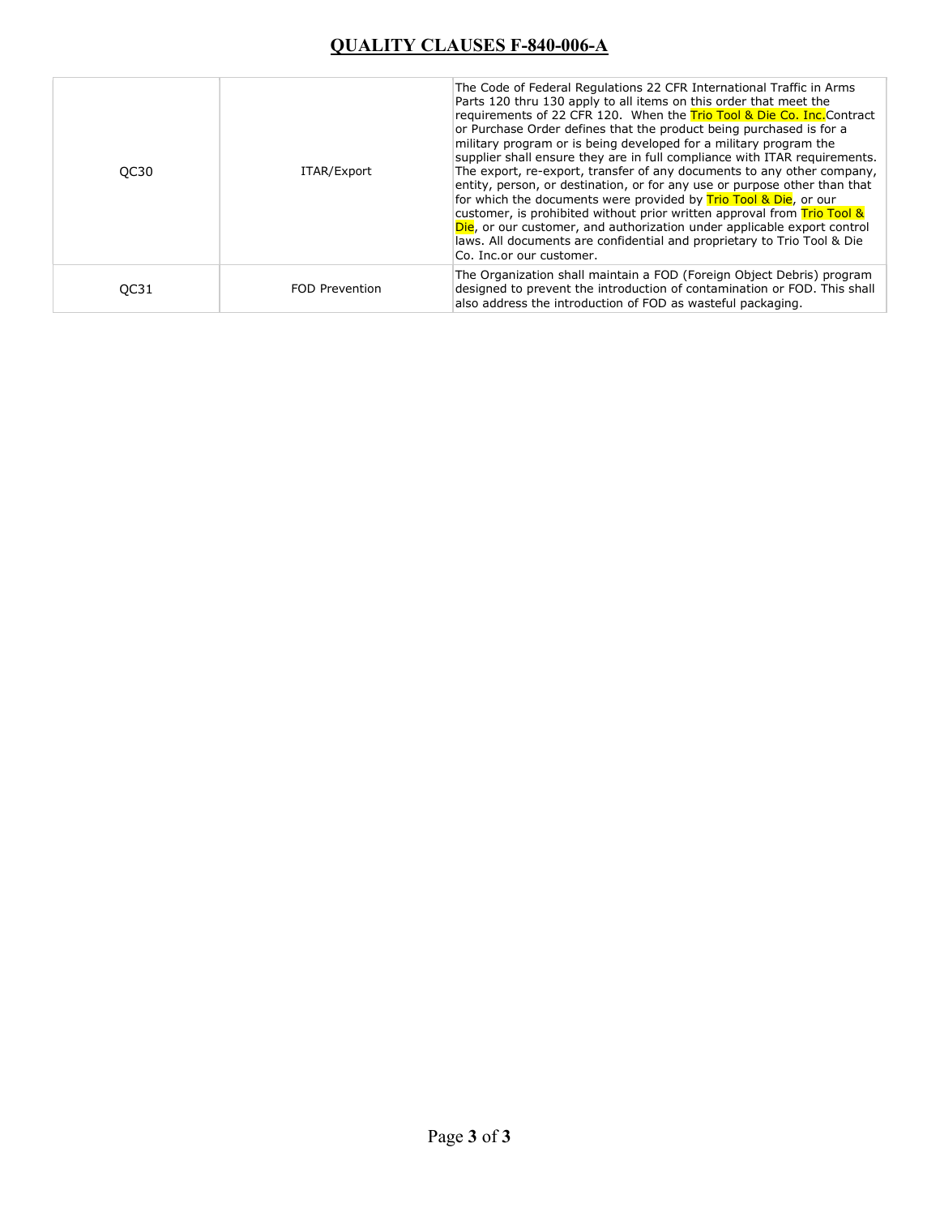## QUALITY CLAUSES F-840-006-A

| | | |
|---|---|---|
| QC30 | ITAR/Export | The Code of Federal Regulations 22 CFR International Traffic in Arms Parts 120 thru 130 apply to all items on this order that meet the requirements of 22 CFR 120. When the Trio Tool & Die Co. Inc.Contract or Purchase Order defines that the product being purchased is for a military program or is being developed for a military program the supplier shall ensure they are in full compliance with ITAR requirements. The export, re-export, transfer of any documents to any other company, entity, person, or destination, or for any use or purpose other than that for which the documents were provided by Trio Tool & Die, or our customer, is prohibited without prior written approval from Trio Tool & Die, or our customer, and authorization under applicable export control laws. All documents are confidential and proprietary to Trio Tool & Die Co. Inc.or our customer. |
| QC31 | FOD Prevention | The Organization shall maintain a FOD (Foreign Object Debris) program designed to prevent the introduction of contamination or FOD. This shall also address the introduction of FOD as wasteful packaging. |